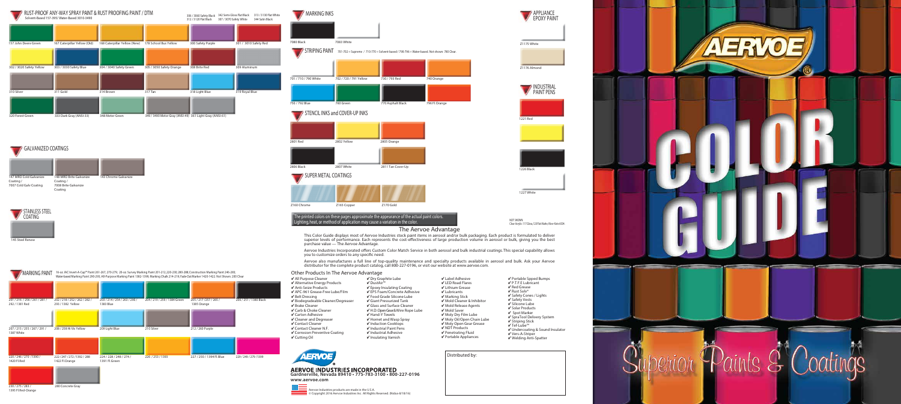# RUST-PROOF ANY-WAY SPRAY PAINT & RUST PROOFING PAINT / DTM

Solvent-Based 157-395/ Water-Based 3010-3490

306 / 3060 Safety Black, 312 / 3120 Flat Black, 342 Semi-Gloss Flat Black, 307 / 3070 Safety White, 313 / 3130 Flat White, 344 Satin Black

- 157 John Deere Green
- 167 Caterpillar Yellow (Old)
- 168 Caterpillar Yellow (New)
- 178 School Bus Yellow
- 300 Safety Purple
- 301 / 3010 Safety Red
- 302 / 3020 Safety Yellow
- 303 / 3030 Safety Blue
- 304 / 3040 Safety Green
- 305 / 3050 Safety Orange
- 308 Brite Red
- 309 Aluminum
- 310 Silver
- 311 Gold
- 314 Brown
- 317 Tan
- 318 Light Blue
- 319 Royal Blue
- 320 Forest Green
- 333 Dark Gray (ANSI-33)
- 348 Meter Green
- 349 / 3490 Meter Gray (ANSI-49)
- 361 Light Gray (ANSI-61)

## GALVANIZED COATINGS

- 147 MRO Cold Galvanize Coating / 7007 Cold Galv Coating
- 148 MRO Brite Galvanize Coating / 7008 Brite Galvanize Coating
- 143 Chrome Galvanize

## STAINLESS STEEL COATING

- 145 Steel Renew

## MARKING PAINT

16-oz. VAC Invert-A-Cap™ Paint 261-267, 270-279; 20-oz. Survey Marking Paint 201-212, 220-230, 280-288; Construction Marking Paint 246-260; Water-based Marking Paint 290-293; All-Purpose Marking Paint 1382-1399; Marking Chalk 214-219; Fade-Out Marker 1420-1422. Not Shown: 280 Clear

- 201 / 210 / 250 / 261 / 281 / 292 / 1381 Red
- 202 / 218 / 252 / 262 / 282 / 293 / 1382 Yellow
- 203 / 214 / 254 / 263 / 298 / 1383 Blue
- 204 / 219 / 259 / 1384 Green
- 205 / 217 / 257 / 265 / 1385 Orange
- 206 / 251 / 1386 Black
- 207 / 215 / 255 / 267 / 291 / 1387 White
- 208 / 258 Hi-Vis Yellow
- 209 Light Blue
- 210 Silver
- 212 / 260 Purple
- 220 / 246 / 270 / 1390 / 1420 Fl.Red
- 222 / 247 / 272 / 1392 / 288 / 1422 Fl.Orange
- 224 / 228 / 248 / 274 / 1391 Fl.Green
- 226 / 253 / 1393
- 227 / 250 / 1394 Fl.Blue
- 229 / 249 / 279 / 1399
- 230 / 279 / 283 / 1395 Fl.Red-Orange
- 280 Concrete Gray

## MARKING INKS

- 7080 Black
- 7083 White

## STRIPING PAINT

701-702 = Supreme / 710-770 = Solvent-based / 790-796 = Water-based. Not shown: 780 Clear.

- 701 / 710 / 790 White
- 702 / 720 / 791 Yellow
- 730 / 793 Red
- 740 Orange
- 750 / 792 Blue
- 760 Green
- 770 Asphalt Black
- 796 Fl. Orange

## STENCIL INKS and COVER-UP INKS

- 2801 Red
- 2802 Yellow
- 2805 Orange
- 2806 Black
- 2807 White
- 2811 Tan Cover-Up

## SUPER METAL COATINGS

- Z160 Chrome
- Z165 Copper
- Z170 Gold

The printed colors on these pages approximate the appearance of the actual paint colors. Lighting, heat, or method of application may cause a variation in the color.

## APPLIANCE EPOXY PAINT

- Z1175 White
- Z1176 Almond

## INDUSTRIAL PAINT PENS

- 1221 Red
- 1226 Black
- 1227 White

NOT SHOWN: Clear Acrylic 117 Gloss, 120 Flat Matte; Silver Kote 600A

## The Aervoe Advantage

This Color Guide displays most of Aervoe Industries stock paint items in aerosol and/or bulk packaging. Each product is formulated to deliver superior levels of performance. Each represents the cost-effectiveness of large production volume in aerosol or bulk, giving you the best purchase value — The Aervoe Advantage.

Aervoe Industries Incorporated offers Custom Color Match Service in both aerosol and bulk industrial coatings. This special capability allows you to customize orders to any specific need.

Aervoe also manufactures a full line of top-quality maintenance and specialty products available in aerosol and bulk. Ask your Aervoe distributor for the complete product catalog, call 800-227-0196, or visit our website at www.aervoe.com.

### Other Products In The Aervoe Advantage

- ✔ All Purpose Cleaner
- ✔ Alternative Energy Products
- ✔ Anti-Seize Products
- ✔ APC-961 Grease-Free Lube/Film
- ✔ Belt Dressing
- ✔ Biodegradeable Cleaner/Degreaser
- ✔ Brake Cleaner
- ✔ Carb & Choke Cleaner
- ✔ Carton Adhesive
- ✔ Cleaner and Degreaser
- ✔ Contact Cleaner
- ✔ Contact Cleaner N.F.
- ✔ Corrosion Preventive Coating
- ✔ Cutting Oil
- ✔ Dry Graphite Lube
- ✔ DustAir™
- ✔ Epoxy Insulating Coating
- ✔ EPS Foam/Concrete Adhesive
- ✔ Food Grade Silicone Lube
- ✔ Giant Pressurized Tank
- ✔ Glass and Surface Cleaner
- ✔ H.D. Open Gear & Wire Rope Lube
- ✔ Hand-Y Towels
- ✔ Hornet and Wasp Spray
- ✔ Induction Cooktops
- ✔ Industrial Paint Pens
- ✔ Industrial Adhesive
- ✔ Insulating Varnish
- ✔ Label Adhesive
- ✔ LED Road Flares
- ✔ Lithium Grease
- ✔ Lubricants
- ✔ Marking Stick
- ✔ Mold Cleaner & Inhibitor
- ✔ Mold Release Agents
- ✔ Mold Saver
- ✔ Moly Dry Film Lube
- ✔ Moly Oil/Open Chain Lube
- ✔ Moly Open Gear Grease
- ✔ NDT Products
- ✔ Penetrating Fluid
- ✔ Portable Appliances
- ✔ Portable Spped Bumps
- ✔ P.T.F.E Lubricant
- ✔ Red Grease
- ✔ Rust Solv®
- ✔ Safety Cones / Lights
- ✔ Safety Vests
- ✔ Silicone Lube
- ✔ Solar Products
- ✔ Spot Marker
- ✔ SpraTool Delivery System
- ✔ Striping Stick
- ✔ Tef-Lube™
- ✔ Undercoating & Sound Insulator
- ✔ Vers-A-Striper
- ✔ Welding Anti-Spatter

**AERVOE INDUSTRIES INCORPORATED**
Gardnerville, Nevada 89410 • 775-783-3100 • 800-227-0196
www.aervoe.com

Aervoe Industries products are made in the U.S.A.
© Copyright 2016 Aervoe Industries Inc. All Rights Reserved. (Nidus-8/18/16)

Distributed by:

# AERVOE

# COLOR GUIDE

Superior Paints & Coatings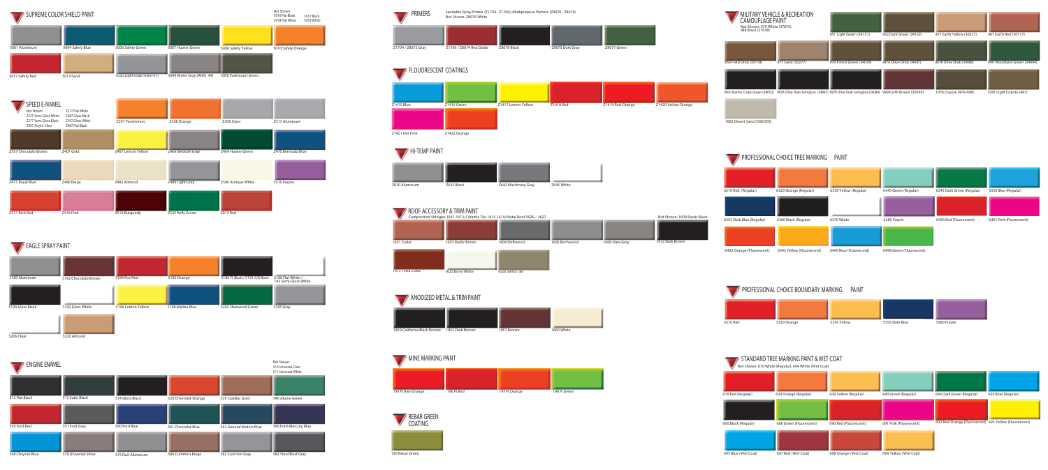## SUPREME COLOR SHIELD PAINT

Not Shown:
5016 Flat Black
5018 Flat White
5017 Black
5019 White

5001 Aluminum
5004 Safety Blue
5006 Safety Green
5007 Hunter Green
5008 Safety Yellow
5010 Safety Orange
5012 Safety Red
5014 Sand
5020 Light Gray (ANSI-61)
5049 Meter Gray (ANSI-49)
5050 Padmount Green

## SPEED E-NAMEL

Not Shown:
Z275 Semi-Gloss White
Z277 Semi-Gloss Black
Z307 Acrylic Clear
Z377 Flat White
Z387 Gloss Black
Z397 Gloss White
Z487 Flat Black

Z297 Persimmon
Z298 Orange
Z308 Silver
Z317 Aluminum
Z357 Chocolate Brown
Z407 Gold
Z467 Lemon Yellow
Z468 Medium Gray
Z469 Hunter Green
Z470 Bermuda Blue
Z471 Royal Blue
Z480 Beige
Z482 Almond
Z489 Light Gray
Z506 Antique White
Z516 Purple
Z517 Rich Red
Z518 Pink
Z519 Burgundy
Z525 Kelly Green
Z813 Red

## EAGLE SPRAY PAINT

S180 Aluminum
S182 Chocolate Brown
S184 Fire Red
S185 Orange
S186 Fl. Black / S191 S/6 Black
S188 Flat White / 193 Semi-Gloss White
S190 Gloss Black
S192 Gloss White
S196 Lemon Yellow
S198 Malibu Blue
S202 Sherwood Green
S205 Gray
S206 Clear
S220 Almond

## ENGINE ENAMEL

Not Shown:
510 Universal Clear
511 Universal White

512 Flat Black
513 Satin Black
514 Gloss Black
520 Chevrolet Orange
530 Cadillac Gold
540 Alpine Green
550 Ford Red
551 Ford Gray
560 Ford Blue
561 Chevrolet Blue
562 General Motors Blue
566 Ford-Mercury Blue
568 Chrysler Blue
570 Universal Silver
575 Dull Aluminum
580 Cummins Beige
582 Cast Iron Gray
583 Steel Blast Gray

## PRIMERS

Sandable Spray Primer (Z1704 - Z1706); Multipurpose Primers (Z8070 - Z8079)
Not Shown: Z8076 White

Z1704 / Z8072 Gray
Z1706 / Z8074 Red Oxide
Z8078 Black
Z8070 Dark Gray
Z8077 Green

## FLOURESCENT COATINGS

Z1415 Blue
Z1416 Green
Z1417 Lemon Yellow
Z1418 Red
Z1419 Red-Orange
Z1420 Yellow-Orange
Z1421 Hot Pink
Z1422 Orange

## HI-TEMP PAINT

Z630 Aluminum
Z635 Black
Z642 Machinery Gray
Z645 White

## ROOF ACCESSORY & TRIM PAINT

Composition Shingles 1601-1612; Ceramic Tile 1613-1619; Metal Roof 1625 – 1627

Not Shown: 1609 Rustic Black

1601 Cedar
1603 Rustic Brown
1604 Driftwood
1606 Birchwood
1608 Slate Gray
1612 Dark Brown
1613 Terra Cotta
1625 Bone White
1626 Sierra Tan

## ANODIZED METAL & TRIM PAINT

1850 California Black Bronze
1852 Dark Bronze
1857 Bronze
1860 White

## MINE MARKING PAINT

195 Fl.Red-Orange
196 Fl.Red
197 Fl. Orange
198 Fl. Green

## REBAR GREEN COATING

156 Rebar Green

## MILITARY VEHICLE & RECREATION CAMOUFLAGE PAINT

Not Shown: 975 White (37875), 988 Black (37038)

951 Light Green (34151)
952 Dark Green (34102)
957 Earth Yellow (30257)
967 Earth Red (30117)
968 Field Drab (30118)
977 Sand (30277)
979 Forest Green (34079)
987A Olive Drab (34087)
978 Olive Drab (34088)
990 Woodland Green (34094)
992 Marine Corps Green (34052)
987A Olive Drab Semigloss (24087)
997B Olive Drab Semigloss (24084)
999 Earth Brown (30099)
1076 Coyote (476/498)
1081 Light Coyote (481)
1082 Desert Sand (500/503)

## PROFESSIONAL CHOICE TREE MARKING PAINT

6310 Red (Regular)
6320 Orange (Regular)
6330 Yellow (Regular)
6340 Green (Regular)
6345 Dark Green (Regular)
6350 Blue (Regular)
6355 Dark Blue (Regular)
6360 Black (Regular)
6370 White
6380 Purple
6490 Red (Fluorescent)
6491 Pink (Fluorescent)
6492 Orange (Fluorescent)
6493 Yellow (Fluorescent)
6495 Blue (Fluorescent)
6498 Green (Fluorescent)

## PROFESSIONAL CHOICE BOUNDARY MARKING PAINT

5310 Red
5320 Orange
5330 Yellow
5355 Dark Blue
5380 Purple

## STANDARD TREE MARKING PAINT & WET COAT

Not Shown: 670 White (Regular), 694 White (Wet Coat)

610 Red (Regular)
620 Orange (Regular)
630 Yellow (Regular)
640 Green (Regular)
645 Dark Green (Regular)
650 Blue (Regular)
660 Black (Regular)
688 Green (Fluorescent)
690 Red (Fluorescent)
691 Pink (Fluorescent)
692 Red-Orange (Fluorescent)
693 Yellow (Fluorescent)
695 Blue (Wet Coat)
697 Red (Wet Coat)
698 Orange (Wet Coat)
699 Yellow (Wet Coat)